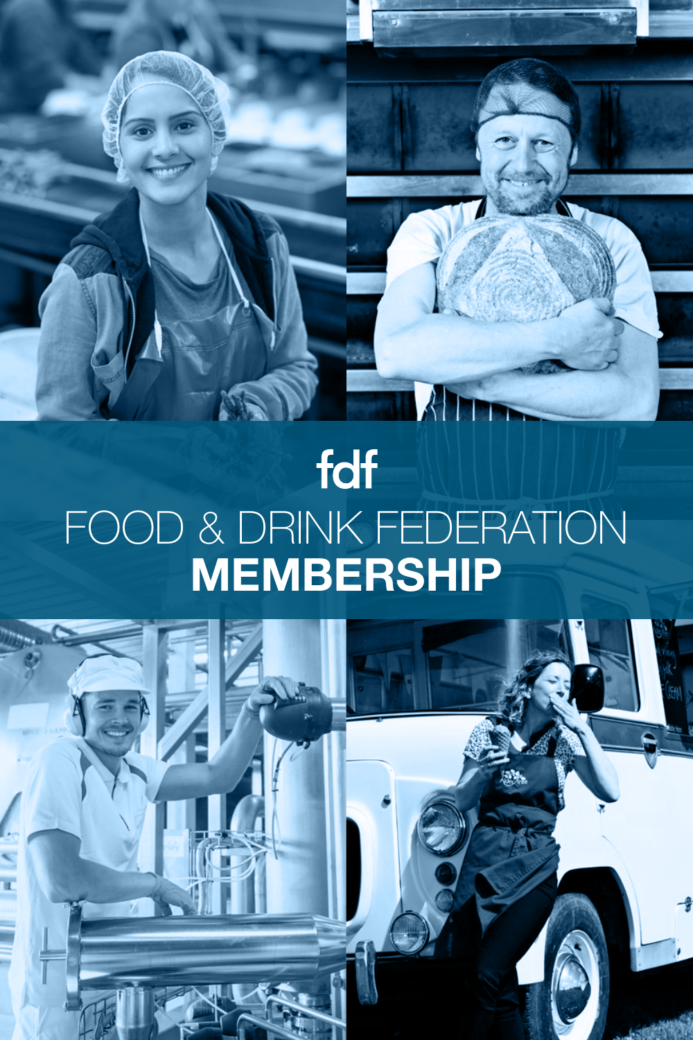fdf

# FOOD & DRINK FEDERATION MEMBERSHIP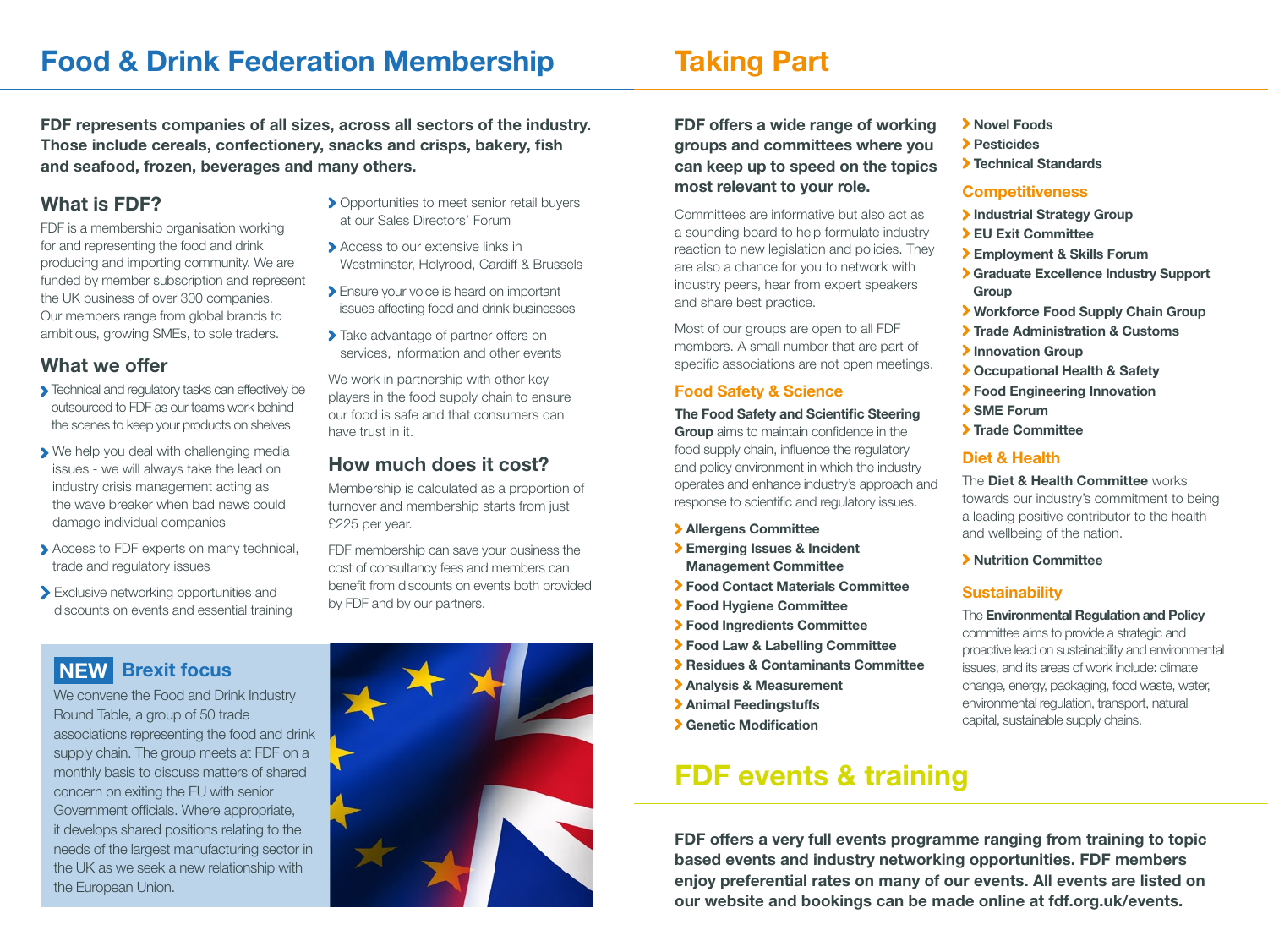# Food & Drink Federation Membership

**FDF represents companies of all sizes, across all sectors of the industry. Those include cereals, confectionery, snacks and crisps, bakery, fish and seafood, frozen, beverages and many others.**

## What is FDF?

FDF is a membership organisation working for and representing the food and drink producing and importing community. We are funded by member subscription and represent the UK business of over 300 companies. Our members range from global brands to ambitious, growing SMEs, to sole traders.

## What we offer

- Technical and regulatory tasks can effectively be outsourced to FDF as our teams work behind the scenes to keep your products on shelves
- We help you deal with challenging media issues - we will always take the lead on industry crisis management acting as the wave breaker when bad news could damage individual companies
- Access to FDF experts on many technical, trade and regulatory issues
- Exclusive networking opportunities and discounts on events and essential training
- Opportunities to meet senior retail buyers at our Sales Directors' Forum
- Access to our extensive links in Westminster, Holyrood, Cardiff & Brussels
- Ensure your voice is heard on important issues affecting food and drink businesses
- Take advantage of partner offers on services, information and other events

We work in partnership with other key players in the food supply chain to ensure our food is safe and that consumers can have trust in it.

## How much does it cost?

Membership is calculated as a proportion of turnover and membership starts from just £225 per year.

FDF membership can save your business the cost of consultancy fees and members can benefit from discounts on events both provided by FDF and by our partners.

### NEW Brexit focus

We convene the Food and Drink Industry Round Table, a group of 50 trade associations representing the food and drink supply chain. The group meets at FDF on a monthly basis to discuss matters of shared concern on exiting the EU with senior Government officials. Where appropriate, it develops shared positions relating to the needs of the largest manufacturing sector in the UK as we seek a new relationship with the European Union.

# Taking Part

**FDF offers a wide range of working groups and committees where you can keep up to speed on the topics most relevant to your role.**

Committees are informative but also act as a sounding board to help formulate industry reaction to new legislation and policies. They are also a chance for you to network with industry peers, hear from expert speakers and share best practice.

Most of our groups are open to all FDF members. A small number that are part of specific associations are not open meetings.

## Food Safety & Science

**The Food Safety and Scientific Steering Group** aims to maintain confidence in the food supply chain, influence the regulatory and policy environment in which the industry operates and enhance industry's approach and response to scientific and regulatory issues.

- **Allergens Committee**
- **Emerging Issues & Incident Management Committee**
- **Food Contact Materials Committee**
- **Food Hygiene Committee**
- **Food Ingredients Committee**
- **Food Law & Labelling Committee**
- **Residues & Contaminants Committee**
- **Analysis & Measurement**
- **Animal Feedingstuffs**
- **Genetic Modification**
- **Novel Foods**
- **Pesticides**
- **Technical Standards**

## Competitiveness

- **Industrial Strategy Group**
- **EU Exit Committee**
- **Employment & Skills Forum**
- **Graduate Excellence Industry Support Group**
- **Workforce Food Supply Chain Group**
- **Trade Administration & Customs**
- **Innovation Group**
- **Occupational Health & Safety**
- **Food Engineering Innovation**
- **SME Forum**
- **Trade Committee**

## Diet & Health

The **Diet & Health Committee** works towards our industry's commitment to being a leading positive contributor to the health and wellbeing of the nation.

- **Nutrition Committee**

## Sustainability

The **Environmental Regulation and Policy** committee aims to provide a strategic and proactive lead on sustainability and environmental issues, and its areas of work include: climate change, energy, packaging, food waste, water, environmental regulation, transport, natural capital, sustainable supply chains.

# FDF events & training

**FDF offers a very full events programme ranging from training to topic based events and industry networking opportunities. FDF members enjoy preferential rates on many of our events. All events are listed on our website and bookings can be made online at fdf.org.uk/events.**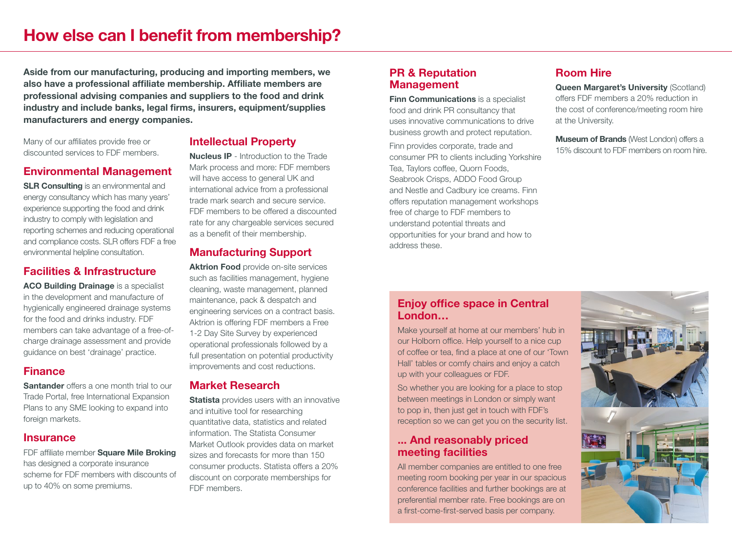# How else can I benefit from membership?

**Aside from our manufacturing, producing and importing members, we also have a professional affiliate membership. Affiliate members are professional advising companies and suppliers to the food and drink industry and include banks, legal firms, insurers, equipment/supplies manufacturers and energy companies.**

Many of our affiliates provide free or discounted services to FDF members.

## Environmental Management

**SLR Consulting** is an environmental and energy consultancy which has many years' experience supporting the food and drink industry to comply with legislation and reporting schemes and reducing operational and compliance costs. SLR offers FDF a free environmental helpline consultation.

## Facilities & Infrastructure

**ACO Building Drainage** is a specialist in the development and manufacture of hygienically engineered drainage systems for the food and drinks industry. FDF members can take advantage of a free-of-charge drainage assessment and provide guidance on best 'drainage' practice.

## Finance

**Santander** offers a one month trial to our Trade Portal, free International Expansion Plans to any SME looking to expand into foreign markets.

## Insurance

FDF affiliate member **Square Mile Broking** has designed a corporate insurance scheme for FDF members with discounts of up to 40% on some premiums.

## Intellectual Property

**Nucleus IP** - Introduction to the Trade Mark process and more: FDF members will have access to general UK and international advice from a professional trade mark search and secure service. FDF members to be offered a discounted rate for any chargeable services secured as a benefit of their membership.

## Manufacturing Support

**Aktrion Food** provide on-site services such as facilities management, hygiene cleaning, waste management, planned maintenance, pack & despatch and engineering services on a contract basis. Aktrion is offering FDF members a Free 1-2 Day Site Survey by experienced operational professionals followed by a full presentation on potential productivity improvements and cost reductions.

## Market Research

**Statista** provides users with an innovative and intuitive tool for researching quantitative data, statistics and related information. The Statista Consumer Market Outlook provides data on market sizes and forecasts for more than 150 consumer products. Statista offers a 20% discount on corporate memberships for FDF members.

## PR & Reputation Management

**Finn Communications** is a specialist food and drink PR consultancy that uses innovative communications to drive business growth and protect reputation.

Finn provides corporate, trade and consumer PR to clients including Yorkshire Tea, Taylors coffee, Quorn Foods, Seabrook Crisps, ADDO Food Group and Nestle and Cadbury ice creams. Finn offers reputation management workshops free of charge to FDF members to understand potential threats and opportunities for your brand and how to address these.

## Room Hire

**Queen Margaret's University** (Scotland) offers FDF members a 20% reduction in the cost of conference/meeting room hire at the University.

**Museum of Brands** (West London) offers a 15% discount to FDF members on room hire.

## Enjoy office space in Central London…

Make yourself at home at our members' hub in our Holborn office. Help yourself to a nice cup of coffee or tea, find a place at one of our 'Town Hall' tables or comfy chairs and enjoy a catch up with your colleagues or FDF.

So whether you are looking for a place to stop between meetings in London or simply want to pop in, then just get in touch with FDF's reception so we can get you on the security list.

## … And reasonably priced meeting facilities

All member companies are entitled to one free meeting room booking per year in our spacious conference facilities and further bookings are at preferential member rate. Free bookings are on a first-come-first-served basis per company.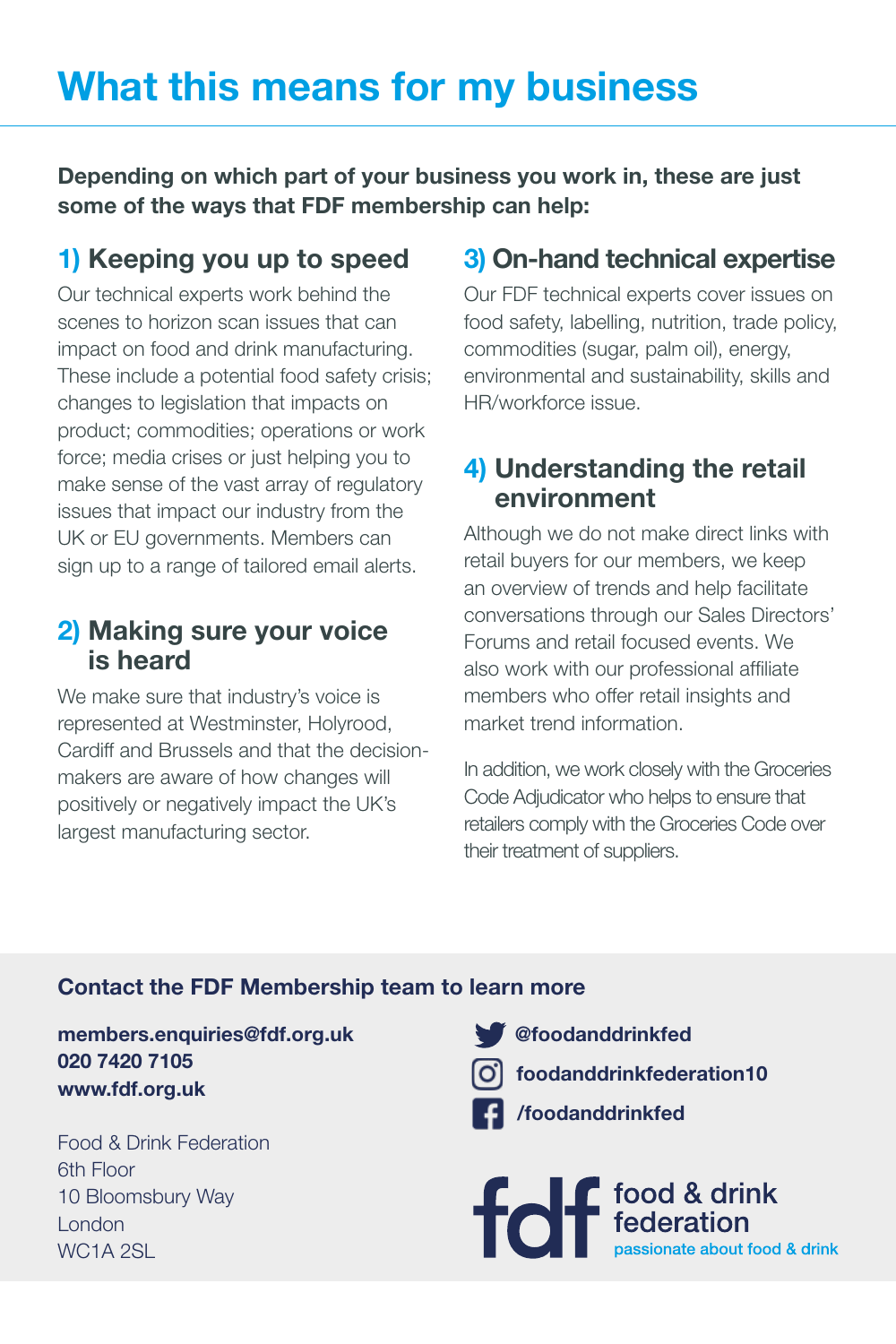# What this means for my business

**Depending on which part of your business you work in, these are just some of the ways that FDF membership can help:**

## 1) Keeping you up to speed

Our technical experts work behind the scenes to horizon scan issues that can impact on food and drink manufacturing. These include a potential food safety crisis; changes to legislation that impacts on product; commodities; operations or work force; media crises or just helping you to make sense of the vast array of regulatory issues that impact our industry from the UK or EU governments. Members can sign up to a range of tailored email alerts.

## 2) Making sure your voice is heard

We make sure that industry's voice is represented at Westminster, Holyrood, Cardiff and Brussels and that the decision-makers are aware of how changes will positively or negatively impact the UK's largest manufacturing sector.

## 3) On-hand technical expertise

Our FDF technical experts cover issues on food safety, labelling, nutrition, trade policy, commodities (sugar, palm oil), energy, environmental and sustainability, skills and HR/workforce issue.

## 4) Understanding the retail environment

Although we do not make direct links with retail buyers for our members, we keep an overview of trends and help facilitate conversations through our Sales Directors' Forums and retail focused events. We also work with our professional affiliate members who offer retail insights and market trend information.

In addition, we work closely with the Groceries Code Adjudicator who helps to ensure that retailers comply with the Groceries Code over their treatment of suppliers.

### Contact the FDF Membership team to learn more

**members.enquiries@fdf.org.uk**
**020 7420 7105**
**www.fdf.org.uk**

Food & Drink Federation
6th Floor
10 Bloomsbury Way
London
WC1A 2SL

**@foodanddrinkfed**
**foodanddrinkfederation10**
**/foodanddrinkfed**

fdf food & drink federation
passionate about food & drink